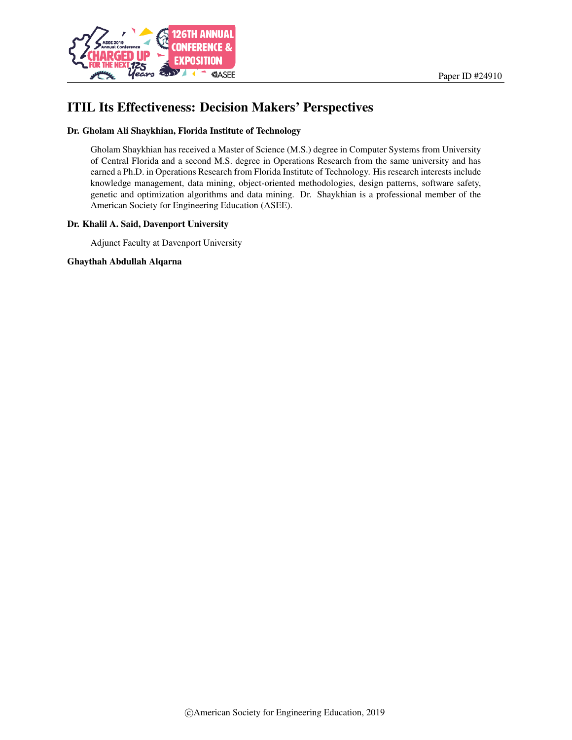Paper ID #24910

# ITIL Its Effectiveness: Decision Makers' Perspectives

**Dr. Gholam Ali Shaykhian, Florida Institute of Technology**

Gholam Shaykhian has received a Master of Science (M.S.) degree in Computer Systems from University of Central Florida and a second M.S. degree in Operations Research from the same university and has earned a Ph.D. in Operations Research from Florida Institute of Technology. His research interests include knowledge management, data mining, object-oriented methodologies, design patterns, software safety, genetic and optimization algorithms and data mining. Dr. Shaykhian is a professional member of the American Society for Engineering Education (ASEE).

**Dr. Khalil A. Said, Davenport University**

Adjunct Faculty at Davenport University

**Ghaythah Abdullah Alqarna**

©American Society for Engineering Education, 2019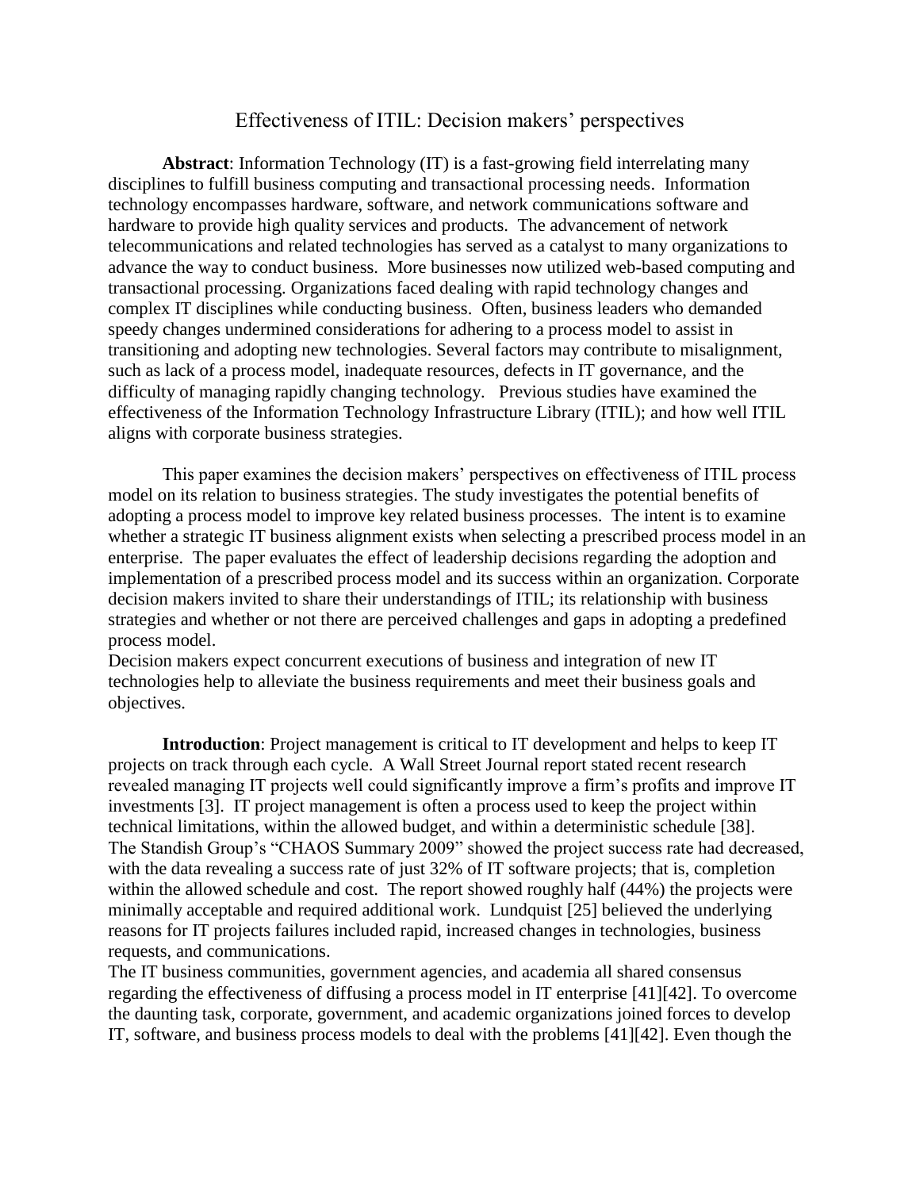# Effectiveness of ITIL: Decision makers' perspectives

**Abstract**: Information Technology (IT) is a fast-growing field interrelating many disciplines to fulfill business computing and transactional processing needs. Information technology encompasses hardware, software, and network communications software and hardware to provide high quality services and products. The advancement of network telecommunications and related technologies has served as a catalyst to many organizations to advance the way to conduct business. More businesses now utilized web-based computing and transactional processing. Organizations faced dealing with rapid technology changes and complex IT disciplines while conducting business. Often, business leaders who demanded speedy changes undermined considerations for adhering to a process model to assist in transitioning and adopting new technologies. Several factors may contribute to misalignment, such as lack of a process model, inadequate resources, defects in IT governance, and the difficulty of managing rapidly changing technology. Previous studies have examined the effectiveness of the Information Technology Infrastructure Library (ITIL); and how well ITIL aligns with corporate business strategies.

This paper examines the decision makers' perspectives on effectiveness of ITIL process model on its relation to business strategies. The study investigates the potential benefits of adopting a process model to improve key related business processes. The intent is to examine whether a strategic IT business alignment exists when selecting a prescribed process model in an enterprise. The paper evaluates the effect of leadership decisions regarding the adoption and implementation of a prescribed process model and its success within an organization. Corporate decision makers invited to share their understandings of ITIL; its relationship with business strategies and whether or not there are perceived challenges and gaps in adopting a predefined process model.

Decision makers expect concurrent executions of business and integration of new IT technologies help to alleviate the business requirements and meet their business goals and objectives.

**Introduction**: Project management is critical to IT development and helps to keep IT projects on track through each cycle. A Wall Street Journal report stated recent research revealed managing IT projects well could significantly improve a firm's profits and improve IT investments [3]. IT project management is often a process used to keep the project within technical limitations, within the allowed budget, and within a deterministic schedule [38]. The Standish Group's "CHAOS Summary 2009" showed the project success rate had decreased, with the data revealing a success rate of just 32% of IT software projects; that is, completion within the allowed schedule and cost. The report showed roughly half (44%) the projects were minimally acceptable and required additional work. Lundquist [25] believed the underlying reasons for IT projects failures included rapid, increased changes in technologies, business requests, and communications.

The IT business communities, government agencies, and academia all shared consensus regarding the effectiveness of diffusing a process model in IT enterprise [41][42]. To overcome the daunting task, corporate, government, and academic organizations joined forces to develop IT, software, and business process models to deal with the problems [41][42]. Even though the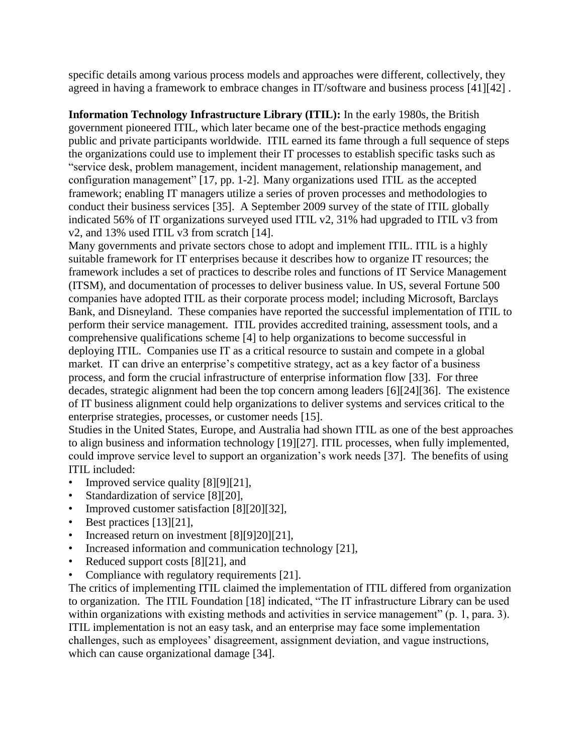specific details among various process models and approaches were different, collectively, they agreed in having a framework to embrace changes in IT/software and business process [41][42] .

**Information Technology Infrastructure Library (ITIL):** In the early 1980s, the British government pioneered ITIL, which later became one of the best-practice methods engaging public and private participants worldwide. ITIL earned its fame through a full sequence of steps the organizations could use to implement their IT processes to establish specific tasks such as "service desk, problem management, incident management, relationship management, and configuration management" [17, pp. 1-2]. Many organizations used ITIL as the accepted framework; enabling IT managers utilize a series of proven processes and methodologies to conduct their business services [35]. A September 2009 survey of the state of ITIL globally indicated 56% of IT organizations surveyed used ITIL v2, 31% had upgraded to ITIL v3 from v2, and 13% used ITIL v3 from scratch [14].

Many governments and private sectors chose to adopt and implement ITIL. ITIL is a highly suitable framework for IT enterprises because it describes how to organize IT resources; the framework includes a set of practices to describe roles and functions of IT Service Management (ITSM), and documentation of processes to deliver business value. In US, several Fortune 500 companies have adopted ITIL as their corporate process model; including Microsoft, Barclays Bank, and Disneyland. These companies have reported the successful implementation of ITIL to perform their service management. ITIL provides accredited training, assessment tools, and a comprehensive qualifications scheme [4] to help organizations to become successful in deploying ITIL. Companies use IT as a critical resource to sustain and compete in a global market. IT can drive an enterprise's competitive strategy, act as a key factor of a business process, and form the crucial infrastructure of enterprise information flow [33]. For three decades, strategic alignment had been the top concern among leaders [6][24][36]. The existence of IT business alignment could help organizations to deliver systems and services critical to the enterprise strategies, processes, or customer needs [15].

Studies in the United States, Europe, and Australia had shown ITIL as one of the best approaches to align business and information technology [19][27]. ITIL processes, when fully implemented, could improve service level to support an organization's work needs [37]. The benefits of using ITIL included:

- Improved service quality [8][9][21],
- Standardization of service [8][20],
- Improved customer satisfaction [8][20][32],
- Best practices [13][21],
- Increased return on investment [8][9]20][21],
- Increased information and communication technology [21],
- Reduced support costs [8][21], and
- Compliance with regulatory requirements [21].

The critics of implementing ITIL claimed the implementation of ITIL differed from organization to organization. The ITIL Foundation [18] indicated, "The IT infrastructure Library can be used within organizations with existing methods and activities in service management" (p. 1, para. 3). ITIL implementation is not an easy task, and an enterprise may face some implementation challenges, such as employees' disagreement, assignment deviation, and vague instructions, which can cause organizational damage [34].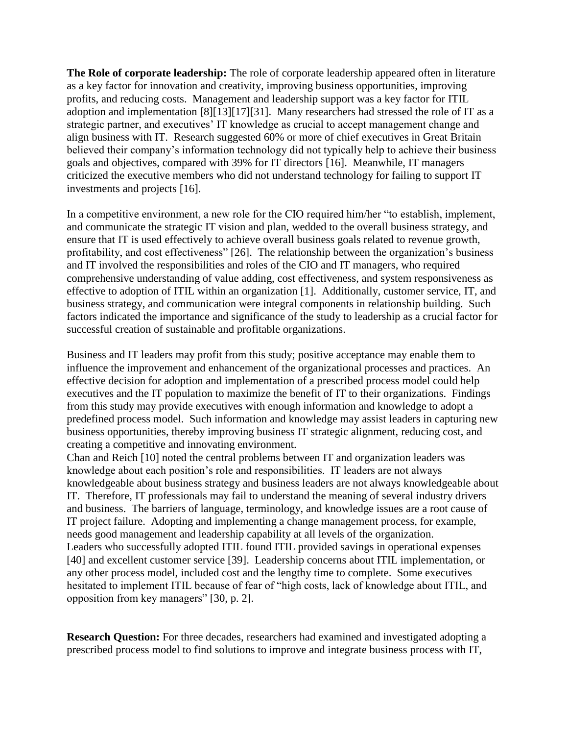**The Role of corporate leadership:** The role of corporate leadership appeared often in literature as a key factor for innovation and creativity, improving business opportunities, improving profits, and reducing costs. Management and leadership support was a key factor for ITIL adoption and implementation [8][13][17][31]. Many researchers had stressed the role of IT as a strategic partner, and executives' IT knowledge as crucial to accept management change and align business with IT. Research suggested 60% or more of chief executives in Great Britain believed their company's information technology did not typically help to achieve their business goals and objectives, compared with 39% for IT directors [16]. Meanwhile, IT managers criticized the executive members who did not understand technology for failing to support IT investments and projects [16].

In a competitive environment, a new role for the CIO required him/her "to establish, implement, and communicate the strategic IT vision and plan, wedded to the overall business strategy, and ensure that IT is used effectively to achieve overall business goals related to revenue growth, profitability, and cost effectiveness" [26]. The relationship between the organization's business and IT involved the responsibilities and roles of the CIO and IT managers, who required comprehensive understanding of value adding, cost effectiveness, and system responsiveness as effective to adoption of ITIL within an organization [1]. Additionally, customer service, IT, and business strategy, and communication were integral components in relationship building. Such factors indicated the importance and significance of the study to leadership as a crucial factor for successful creation of sustainable and profitable organizations.

Business and IT leaders may profit from this study; positive acceptance may enable them to influence the improvement and enhancement of the organizational processes and practices. An effective decision for adoption and implementation of a prescribed process model could help executives and the IT population to maximize the benefit of IT to their organizations. Findings from this study may provide executives with enough information and knowledge to adopt a predefined process model. Such information and knowledge may assist leaders in capturing new business opportunities, thereby improving business IT strategic alignment, reducing cost, and creating a competitive and innovating environment.

Chan and Reich [10] noted the central problems between IT and organization leaders was knowledge about each position's role and responsibilities. IT leaders are not always knowledgeable about business strategy and business leaders are not always knowledgeable about IT. Therefore, IT professionals may fail to understand the meaning of several industry drivers and business. The barriers of language, terminology, and knowledge issues are a root cause of IT project failure. Adopting and implementing a change management process, for example, needs good management and leadership capability at all levels of the organization.

Leaders who successfully adopted ITIL found ITIL provided savings in operational expenses [40] and excellent customer service [39]. Leadership concerns about ITIL implementation, or any other process model, included cost and the lengthy time to complete. Some executives hesitated to implement ITIL because of fear of "high costs, lack of knowledge about ITIL, and opposition from key managers" [30, p. 2].

**Research Question:** For three decades, researchers had examined and investigated adopting a prescribed process model to find solutions to improve and integrate business process with IT,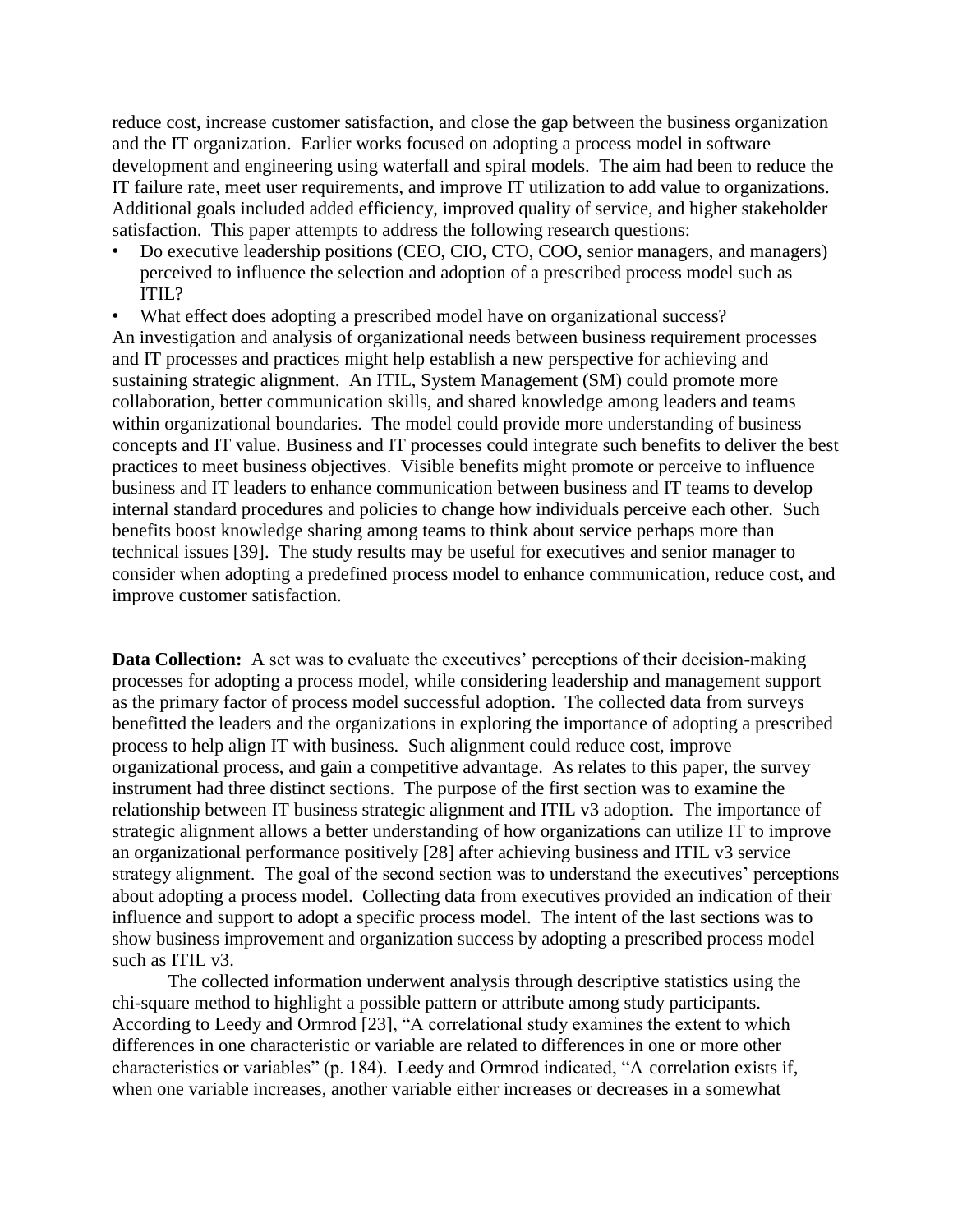reduce cost, increase customer satisfaction, and close the gap between the business organization and the IT organization. Earlier works focused on adopting a process model in software development and engineering using waterfall and spiral models. The aim had been to reduce the IT failure rate, meet user requirements, and improve IT utilization to add value to organizations. Additional goals included added efficiency, improved quality of service, and higher stakeholder satisfaction. This paper attempts to address the following research questions:

- Do executive leadership positions (CEO, CIO, CTO, COO, senior managers, and managers) perceived to influence the selection and adoption of a prescribed process model such as ITIL?
- What effect does adopting a prescribed model have on organizational success?

An investigation and analysis of organizational needs between business requirement processes and IT processes and practices might help establish a new perspective for achieving and sustaining strategic alignment. An ITIL, System Management (SM) could promote more collaboration, better communication skills, and shared knowledge among leaders and teams within organizational boundaries. The model could provide more understanding of business concepts and IT value. Business and IT processes could integrate such benefits to deliver the best practices to meet business objectives. Visible benefits might promote or perceive to influence business and IT leaders to enhance communication between business and IT teams to develop internal standard procedures and policies to change how individuals perceive each other. Such benefits boost knowledge sharing among teams to think about service perhaps more than technical issues [39]. The study results may be useful for executives and senior manager to consider when adopting a predefined process model to enhance communication, reduce cost, and improve customer satisfaction.

**Data Collection:** A set was to evaluate the executives' perceptions of their decision-making processes for adopting a process model, while considering leadership and management support as the primary factor of process model successful adoption. The collected data from surveys benefitted the leaders and the organizations in exploring the importance of adopting a prescribed process to help align IT with business. Such alignment could reduce cost, improve organizational process, and gain a competitive advantage. As relates to this paper, the survey instrument had three distinct sections. The purpose of the first section was to examine the relationship between IT business strategic alignment and ITIL v3 adoption. The importance of strategic alignment allows a better understanding of how organizations can utilize IT to improve an organizational performance positively [28] after achieving business and ITIL v3 service strategy alignment. The goal of the second section was to understand the executives' perceptions about adopting a process model. Collecting data from executives provided an indication of their influence and support to adopt a specific process model. The intent of the last sections was to show business improvement and organization success by adopting a prescribed process model such as ITIL v3.

The collected information underwent analysis through descriptive statistics using the chi-square method to highlight a possible pattern or attribute among study participants. According to Leedy and Ormrod [23], "A correlational study examines the extent to which differences in one characteristic or variable are related to differences in one or more other characteristics or variables" (p. 184). Leedy and Ormrod indicated, "A correlation exists if, when one variable increases, another variable either increases or decreases in a somewhat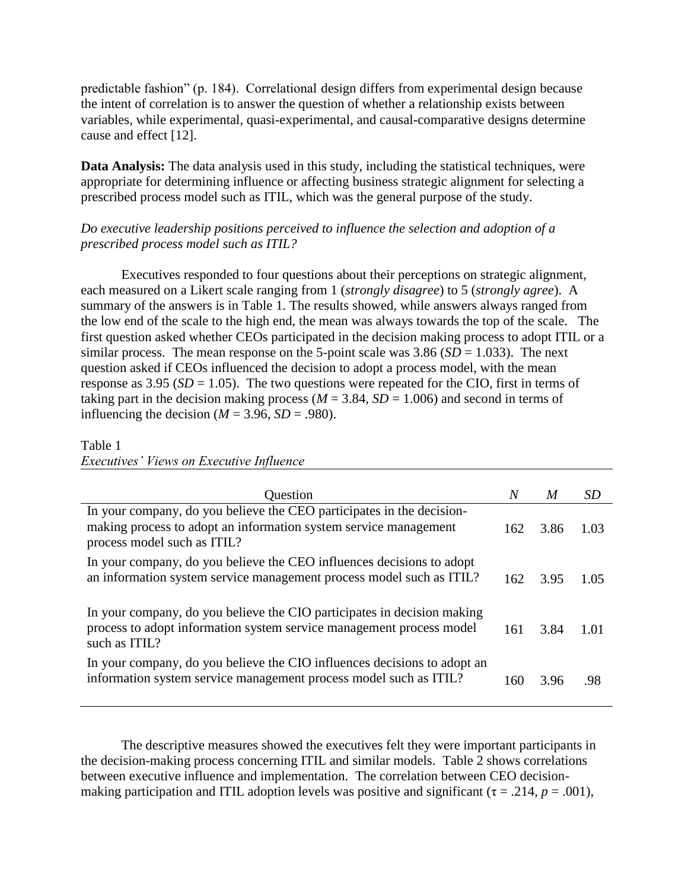predictable fashion" (p. 184). Correlational design differs from experimental design because the intent of correlation is to answer the question of whether a relationship exists between variables, while experimental, quasi-experimental, and causal-comparative designs determine cause and effect [12].

**Data Analysis:** The data analysis used in this study, including the statistical techniques, were appropriate for determining influence or affecting business strategic alignment for selecting a prescribed process model such as ITIL, which was the general purpose of the study.

*Do executive leadership positions perceived to influence the selection and adoption of a prescribed process model such as ITIL?*

Executives responded to four questions about their perceptions on strategic alignment, each measured on a Likert scale ranging from 1 (*strongly disagree*) to 5 (*strongly agree*). A summary of the answers is in Table 1. The results showed, while answers always ranged from the low end of the scale to the high end, the mean was always towards the top of the scale. The first question asked whether CEOs participated in the decision making process to adopt ITIL or a similar process. The mean response on the 5-point scale was 3.86 ($SD$ = 1.033). The next question asked if CEOs influenced the decision to adopt a process model, with the mean response as 3.95 ($SD$ = 1.05). The two questions were repeated for the CIO, first in terms of taking part in the decision making process ($M$ = 3.84, $SD$ = 1.006) and second in terms of influencing the decision ($M$ = 3.96, $SD$ = .980).

Table 1
*Executives' Views on Executive Influence*

| Question | $N$ | $M$ | $SD$ |
|---|---|---|---|
| In your company, do you believe the CEO participates in the decision-making process to adopt an information system service management process model such as ITIL? | 162 | 3.86 | 1.03 |
| In your company, do you believe the CEO influences decisions to adopt an information system service management process model such as ITIL? | 162 | 3.95 | 1.05 |
| In your company, do you believe the CIO participates in decision making process to adopt information system service management process model such as ITIL? | 161 | 3.84 | 1.01 |
| In your company, do you believe the CIO influences decisions to adopt an information system service management process model such as ITIL? | 160 | 3.96 | .98 |

The descriptive measures showed the executives felt they were important participants in the decision-making process concerning ITIL and similar models. Table 2 shows correlations between executive influence and implementation. The correlation between CEO decision-making participation and ITIL adoption levels was positive and significant ($\tau$ = .214, $p$ = .001),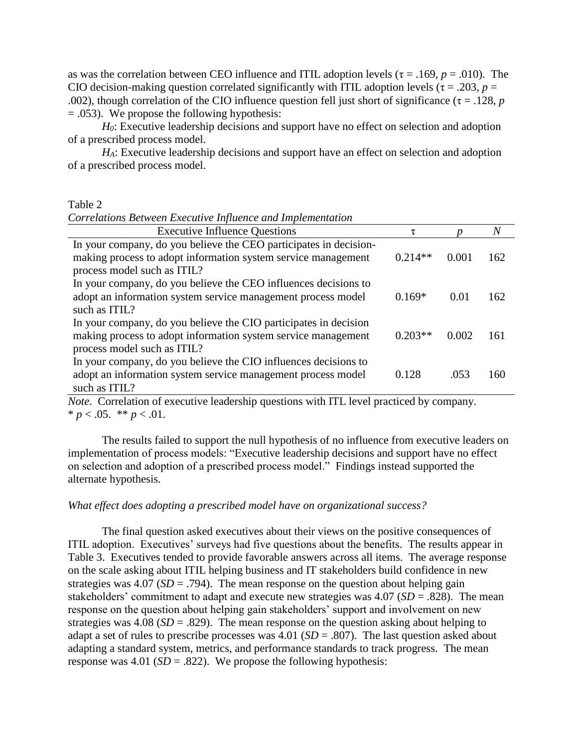as was the correlation between CEO influence and ITIL adoption levels ($\tau$ = .169, $p$ = .010). The CIO decision-making question correlated significantly with ITIL adoption levels ($\tau$ = .203, $p$ = .002), though correlation of the CIO influence question fell just short of significance ($\tau$ = .128, $p$ = .053). We propose the following hypothesis:

$H_0$: Executive leadership decisions and support have no effect on selection and adoption of a prescribed process model.

$H_A$: Executive leadership decisions and support have an effect on selection and adoption of a prescribed process model.

Table 2

*Correlations Between Executive Influence and Implementation*

| Executive Influence Questions | $\tau$ | $p$ | $N$ |
|---|---|---|---|
| In your company, do you believe the CEO participates in decision-making process to adopt information system service management process model such as ITIL? | 0.214** | 0.001 | 162 |
| In your company, do you believe the CEO influences decisions to adopt an information system service management process model such as ITIL? | 0.169* | 0.01 | 162 |
| In your company, do you believe the CIO participates in decision making process to adopt information system service management process model such as ITIL? | 0.203** | 0.002 | 161 |
| In your company, do you believe the CIO influences decisions to adopt an information system service management process model such as ITIL? | 0.128 | .053 | 160 |

*Note*. Correlation of executive leadership questions with ITL level practiced by company.
* $p < .05$. ** $p < .01$.

The results failed to support the null hypothesis of no influence from executive leaders on implementation of process models: "Executive leadership decisions and support have no effect on selection and adoption of a prescribed process model." Findings instead supported the alternate hypothesis.

*What effect does adopting a prescribed model have on organizational success?*

The final question asked executives about their views on the positive consequences of ITIL adoption. Executives' surveys had five questions about the benefits. The results appear in Table 3. Executives tended to provide favorable answers across all items. The average response on the scale asking about ITIL helping business and IT stakeholders build confidence in new strategies was 4.07 (*SD* = .794). The mean response on the question about helping gain stakeholders' commitment to adapt and execute new strategies was 4.07 (*SD* = .828). The mean response on the question about helping gain stakeholders' support and involvement on new strategies was 4.08 (*SD* = .829). The mean response on the question asking about helping to adapt a set of rules to prescribe processes was 4.01 (*SD* = .807). The last question asked about adapting a standard system, metrics, and performance standards to track progress. The mean response was 4.01 (*SD* = .822). We propose the following hypothesis: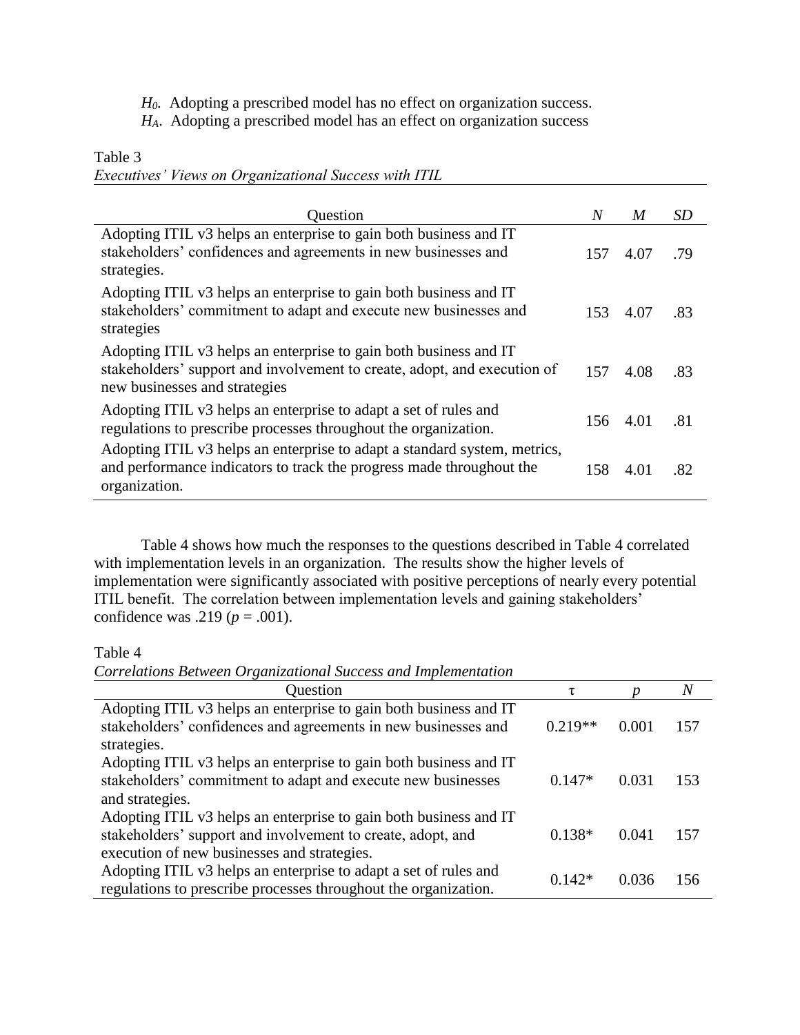*$H_0$.* Adopting a prescribed model has no effect on organization success.

*$H_A$.* Adopting a prescribed model has an effect on organization success

Table 3

*Executives' Views on Organizational Success with ITIL*

| Question | *N* | *M* | *SD* |
|---|---|---|---|
| Adopting ITIL v3 helps an enterprise to gain both business and IT stakeholders' confidences and agreements in new businesses and strategies. | 157 | 4.07 | .79 |
| Adopting ITIL v3 helps an enterprise to gain both business and IT stakeholders' commitment to adapt and execute new businesses and strategies | 153 | 4.07 | .83 |
| Adopting ITIL v3 helps an enterprise to gain both business and IT stakeholders' support and involvement to create, adopt, and execution of new businesses and strategies | 157 | 4.08 | .83 |
| Adopting ITIL v3 helps an enterprise to adapt a set of rules and regulations to prescribe processes throughout the organization. | 156 | 4.01 | .81 |
| Adopting ITIL v3 helps an enterprise to adapt a standard system, metrics, and performance indicators to track the progress made throughout the organization. | 158 | 4.01 | .82 |

Table 4 shows how much the responses to the questions described in Table 4 correlated with implementation levels in an organization. The results show the higher levels of implementation were significantly associated with positive perceptions of nearly every potential ITIL benefit. The correlation between implementation levels and gaining stakeholders' confidence was .219 ($p$ = .001).

Table 4

*Correlations Between Organizational Success and Implementation*

| Question | τ | *p* | *N* |
|---|---|---|---|
| Adopting ITIL v3 helps an enterprise to gain both business and IT stakeholders' confidences and agreements in new businesses and strategies. | 0.219** | 0.001 | 157 |
| Adopting ITIL v3 helps an enterprise to gain both business and IT stakeholders' commitment to adapt and execute new businesses and strategies. | 0.147* | 0.031 | 153 |
| Adopting ITIL v3 helps an enterprise to gain both business and IT stakeholders' support and involvement to create, adopt, and execution of new businesses and strategies. | 0.138* | 0.041 | 157 |
| Adopting ITIL v3 helps an enterprise to adapt a set of rules and regulations to prescribe processes throughout the organization. | 0.142* | 0.036 | 156 |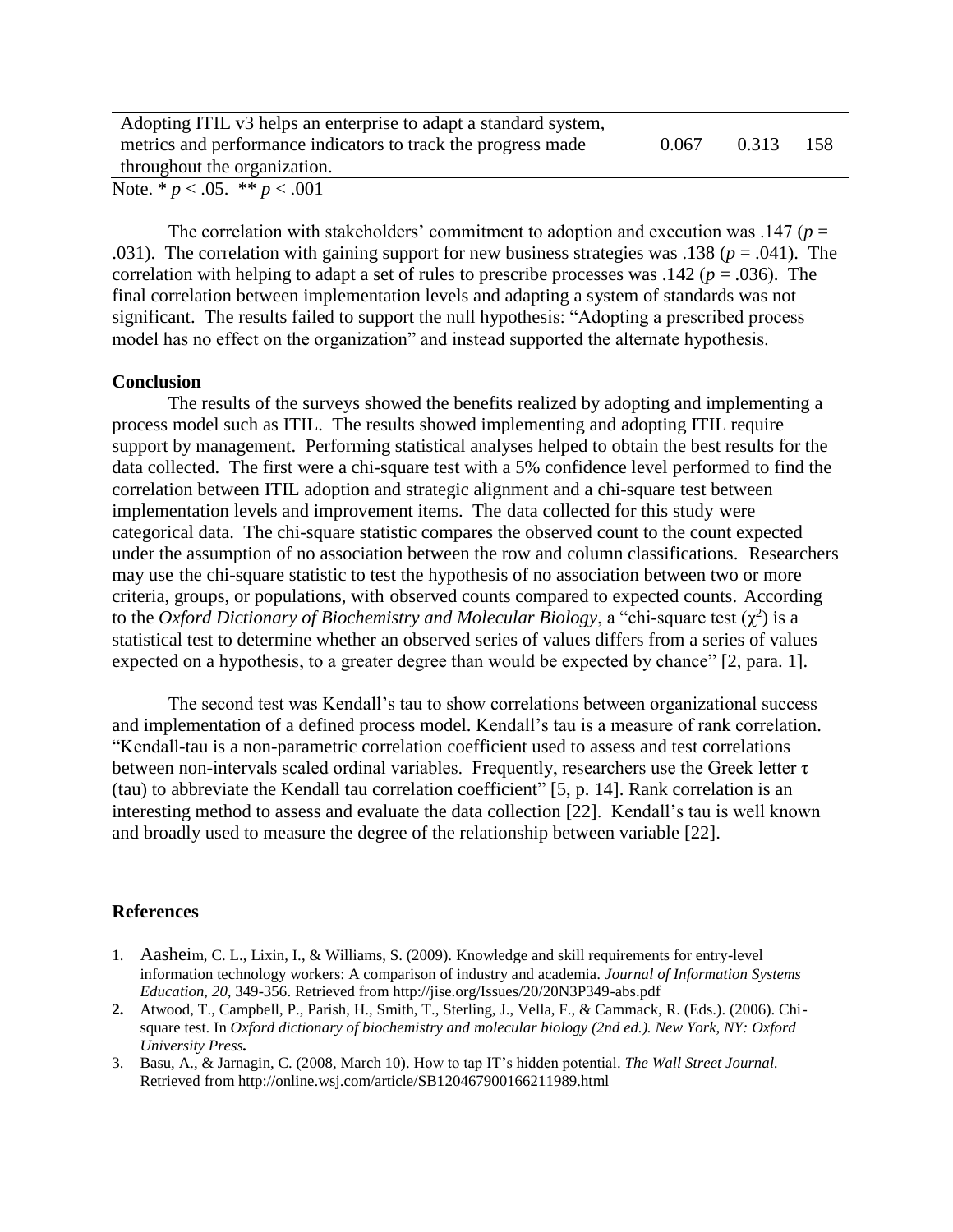| | | | |
|---|---|---|---|
| Adopting ITIL v3 helps an enterprise to adapt a standard system, metrics and performance indicators to track the progress made throughout the organization. | 0.067 | 0.313 | 158 |

Note. * $p < .05$. ** $p < .001$

The correlation with stakeholders' commitment to adoption and execution was .147 ($p = .031$). The correlation with gaining support for new business strategies was .138 ($p = .041$). The correlation with helping to adapt a set of rules to prescribe processes was .142 ($p = .036$). The final correlation between implementation levels and adapting a system of standards was not significant. The results failed to support the null hypothesis: "Adopting a prescribed process model has no effect on the organization" and instead supported the alternate hypothesis.

**Conclusion**

The results of the surveys showed the benefits realized by adopting and implementing a process model such as ITIL. The results showed implementing and adopting ITIL require support by management. Performing statistical analyses helped to obtain the best results for the data collected. The first were a chi-square test with a 5% confidence level performed to find the correlation between ITIL adoption and strategic alignment and a chi-square test between implementation levels and improvement items. The data collected for this study were categorical data. The chi-square statistic compares the observed count to the count expected under the assumption of no association between the row and column classifications. Researchers may use the chi-square statistic to test the hypothesis of no association between two or more criteria, groups, or populations, with observed counts compared to expected counts. According to the *Oxford Dictionary of Biochemistry and Molecular Biology*, a "chi-square test ($\chi^2$) is a statistical test to determine whether an observed series of values differs from a series of values expected on a hypothesis, to a greater degree than would be expected by chance" [2, para. 1].

The second test was Kendall's tau to show correlations between organizational success and implementation of a defined process model. Kendall's tau is a measure of rank correlation. "Kendall-tau is a non-parametric correlation coefficient used to assess and test correlations between non-intervals scaled ordinal variables. Frequently, researchers use the Greek letter $\tau$ (tau) to abbreviate the Kendall tau correlation coefficient" [5, p. 14]. Rank correlation is an interesting method to assess and evaluate the data collection [22]. Kendall's tau is well known and broadly used to measure the degree of the relationship between variable [22].

**References**

1. Aasheim, C. L., Lixin, I., & Williams, S. (2009). Knowledge and skill requirements for entry-level information technology workers: A comparison of industry and academia. *Journal of Information Systems Education, 20*, 349-356. Retrieved from http://jise.org/Issues/20/20N3P349-abs.pdf
2. Atwood, T., Campbell, P., Parish, H., Smith, T., Sterling, J., Vella, F., & Cammack, R. (Eds.). (2006). Chi-square test. In *Oxford dictionary of biochemistry and molecular biology (2nd ed.). New York, NY: Oxford University Press.*
3. Basu, A., & Jarnagin, C. (2008, March 10). How to tap IT's hidden potential. *The Wall Street Journal.* Retrieved from http://online.wsj.com/article/SB120467900166211989.html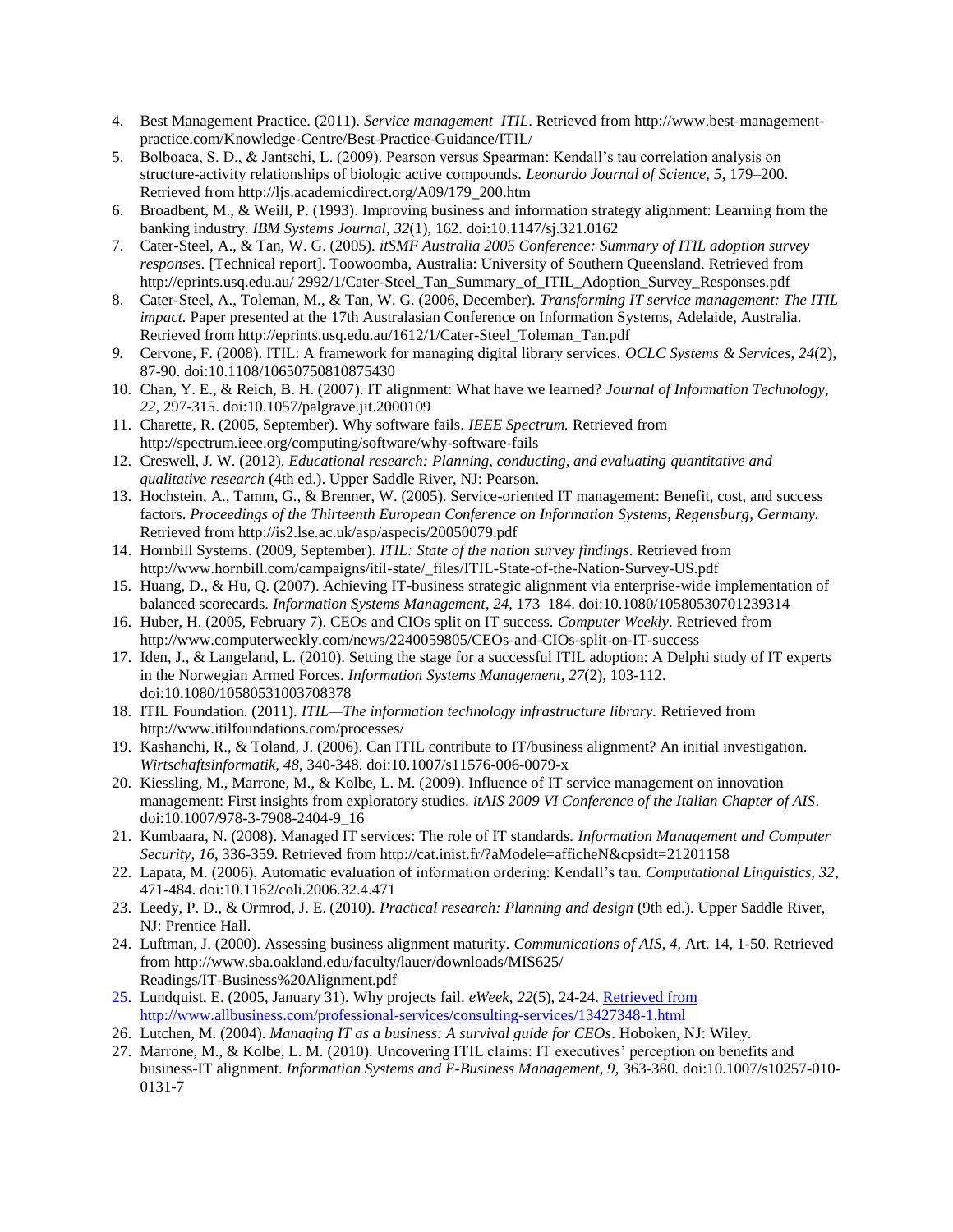4. Best Management Practice. (2011). *Service management–ITIL*. Retrieved from http://www.best-management-practice.com/Knowledge-Centre/Best-Practice-Guidance/ITIL/
5. Bolboaca, S. D., & Jantschi, L. (2009). Pearson versus Spearman: Kendall's tau correlation analysis on structure-activity relationships of biologic active compounds. *Leonardo Journal of Science, 5*, 179–200. Retrieved from http://ljs.academicdirect.org/A09/179_200.htm
6. Broadbent, M., & Weill, P. (1993). Improving business and information strategy alignment: Learning from the banking industry. *IBM Systems Journal*, *32*(1), 162. doi:10.1147/sj.321.0162
7. Cater-Steel, A., & Tan, W. G. (2005). *itSMF Australia 2005 Conference: Summary of ITIL adoption survey responses*. [Technical report]. Toowoomba, Australia: University of Southern Queensland. Retrieved from http://eprints.usq.edu.au/ 2992/1/Cater-Steel_Tan_Summary_of_ITIL_Adoption_Survey_Responses.pdf
8. Cater-Steel, A., Toleman, M., & Tan, W. G. (2006, December). *Transforming IT service management: The ITIL impact.* Paper presented at the 17th Australasian Conference on Information Systems, Adelaide, Australia. Retrieved from http://eprints.usq.edu.au/1612/1/Cater-Steel_Toleman_Tan.pdf
9. Cervone, F. (2008). ITIL: A framework for managing digital library services. *OCLC Systems & Services*, *24*(2), 87-90. doi:10.1108/10650750810875430
10. Chan, Y. E., & Reich, B. H. (2007). IT alignment: What have we learned? *Journal of Information Technology, 22*, 297-315. doi:10.1057/palgrave.jit.2000109
11. Charette, R. (2005, September). Why software fails. *IEEE Spectrum.* Retrieved from http://spectrum.ieee.org/computing/software/why-software-fails
12. Creswell, J. W. (2012). *Educational research: Planning, conducting, and evaluating quantitative and qualitative research* (4th ed.). Upper Saddle River, NJ: Pearson.
13. Hochstein, A., Tamm, G., & Brenner, W. (2005). Service-oriented IT management: Benefit, cost, and success factors. *Proceedings of the Thirteenth European Conference on Information Systems, Regensburg, Germany.* Retrieved from http://is2.lse.ac.uk/asp/aspecis/20050079.pdf
14. Hornbill Systems. (2009, September). *ITIL: State of the nation survey findings*. Retrieved from http://www.hornbill.com/campaigns/itil-state/_files/ITIL-State-of-the-Nation-Survey-US.pdf
15. Huang, D., & Hu, Q. (2007). Achieving IT-business strategic alignment via enterprise-wide implementation of balanced scorecards. *Information Systems Management*, *24*, 173–184. doi:10.1080/10580530701239314
16. Huber, H. (2005, February 7). CEOs and CIOs split on IT success. *Computer Weekly*. Retrieved from http://www.computerweekly.com/news/2240059805/CEOs-and-CIOs-split-on-IT-success
17. Iden, J., & Langeland, L. (2010). Setting the stage for a successful ITIL adoption: A Delphi study of IT experts in the Norwegian Armed Forces. *Information Systems Management*, *27*(2), 103-112. doi:10.1080/10580531003708378
18. ITIL Foundation. (2011). *ITIL—The information technology infrastructure library.* Retrieved from http://www.itilfoundations.com/processes/
19. Kashanchi, R., & Toland, J. (2006). Can ITIL contribute to IT/business alignment? An initial investigation. *Wirtschaftsinformatik, 48*, 340-348. doi:10.1007/s11576-006-0079-x
20. Kiessling, M., Marrone, M., & Kolbe, L. M. (2009). Influence of IT service management on innovation management: First insights from exploratory studies. *itAIS 2009 VI Conference of the Italian Chapter of AIS*. doi:10.1007/978-3-7908-2404-9_16
21. Kumbaara, N. (2008). Managed IT services: The role of IT standards. *Information Management and Computer Security, 16*, 336-359. Retrieved from http://cat.inist.fr/?aModele=afficheN&cpsidt=21201158
22. Lapata, M. (2006). Automatic evaluation of information ordering: Kendall's tau. *Computational Linguistics, 32*, 471-484. doi:10.1162/coli.2006.32.4.471
23. Leedy, P. D., & Ormrod, J. E. (2010). *Practical research: Planning and design* (9th ed.). Upper Saddle River, NJ: Prentice Hall.
24. Luftman, J. (2000). Assessing business alignment maturity. *Communications of AIS, 4*, Art. 14, 1-50. Retrieved from http://www.sba.oakland.edu/faculty/lauer/downloads/MIS625/ Readings/IT-Business%20Alignment.pdf
25. Lundquist, E. (2005, January 31). Why projects fail. *eWeek*, *22*(5), 24-24. Retrieved from http://www.allbusiness.com/professional-services/consulting-services/13427348-1.html
26. Lutchen, M. (2004). *Managing IT as a business: A survival guide for CEOs*. Hoboken, NJ: Wiley.
27. Marrone, M., & Kolbe, L. M. (2010). Uncovering ITIL claims: IT executives' perception on benefits and business-IT alignment. *Information Systems and E-Business Management, 9,* 363-380. doi:10.1007/s10257-010-0131-7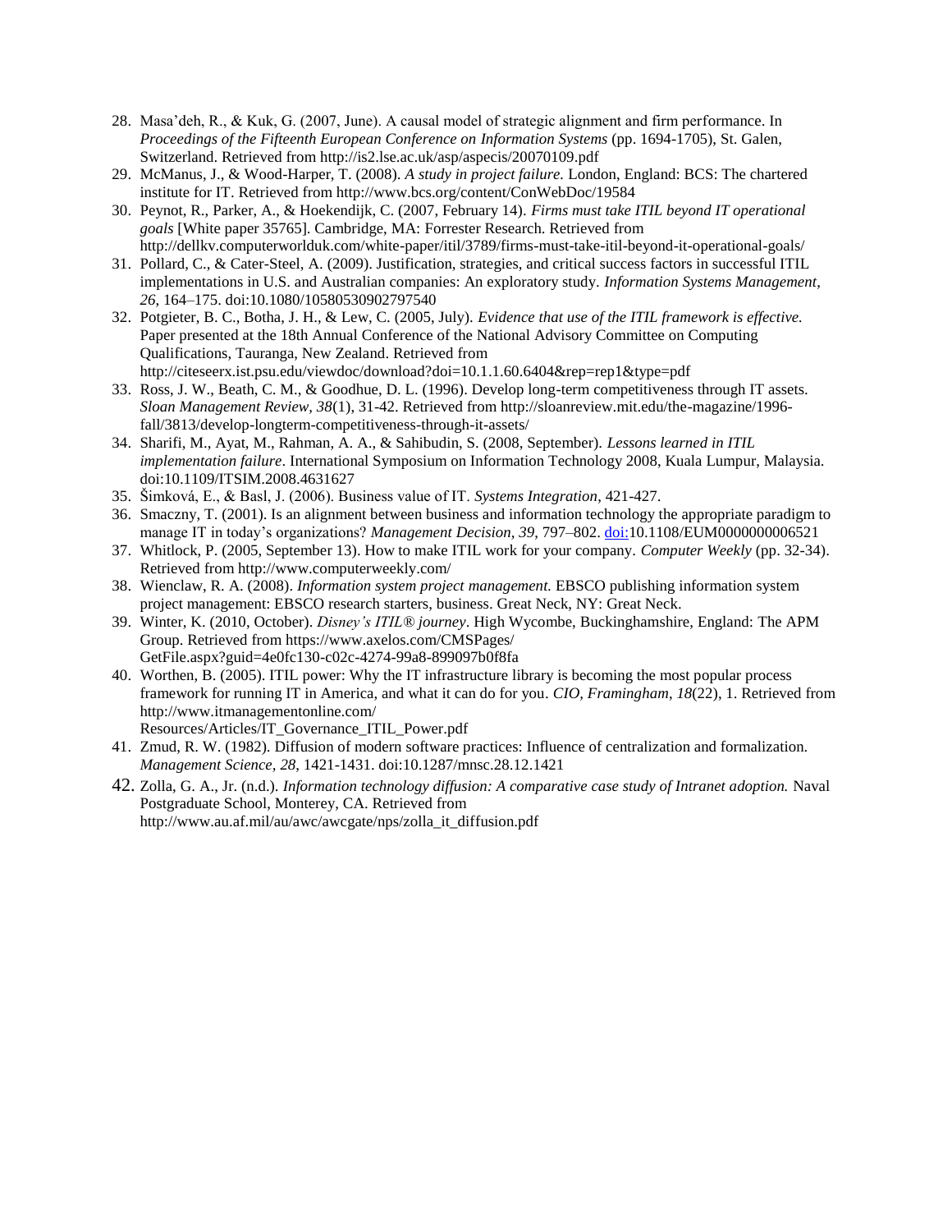28. Masa'deh, R., & Kuk, G. (2007, June). A causal model of strategic alignment and firm performance. In *Proceedings of the Fifteenth European Conference on Information Systems* (pp. 1694-1705), St. Galen, Switzerland. Retrieved from http://is2.lse.ac.uk/asp/aspecis/20070109.pdf
29. McManus, J., & Wood-Harper, T. (2008). *A study in project failure.* London, England: BCS: The chartered institute for IT. Retrieved from http://www.bcs.org/content/ConWebDoc/19584
30. Peynot, R., Parker, A., & Hoekendijk, C. (2007, February 14). *Firms must take ITIL beyond IT operational goals* [White paper 35765]. Cambridge, MA: Forrester Research. Retrieved from http://dellkv.computerworlduk.com/white-paper/itil/3789/firms-must-take-itil-beyond-it-operational-goals/
31. Pollard, C., & Cater-Steel, A. (2009). Justification, strategies, and critical success factors in successful ITIL implementations in U.S. and Australian companies: An exploratory study. *Information Systems Management, 26*, 164–175. doi:10.1080/10580530902797540
32. Potgieter, B. C., Botha, J. H., & Lew, C. (2005, July). *Evidence that use of the ITIL framework is effective.* Paper presented at the 18th Annual Conference of the National Advisory Committee on Computing Qualifications, Tauranga, New Zealand. Retrieved from http://citeseerx.ist.psu.edu/viewdoc/download?doi=10.1.1.60.6404&rep=rep1&type=pdf
33. Ross, J. W., Beath, C. M., & Goodhue, D. L. (1996). Develop long-term competitiveness through IT assets. *Sloan Management Review, 38*(1), 31-42. Retrieved from http://sloanreview.mit.edu/the-magazine/1996-fall/3813/develop-longterm-competitiveness-through-it-assets/
34. Sharifi, M., Ayat, M., Rahman, A. A., & Sahibudin, S. (2008, September). *Lessons learned in ITIL implementation failure*. International Symposium on Information Technology 2008, Kuala Lumpur, Malaysia. doi:10.1109/ITSIM.2008.4631627
35. Šimková, E., & Basl, J. (2006). Business value of IT. *Systems Integration*, 421-427.
36. Smaczny, T. (2001). Is an alignment between business and information technology the appropriate paradigm to manage IT in today's organizations? *Management Decision, 39*, 797–802. doi:10.1108/EUM0000000006521
37. Whitlock, P. (2005, September 13). How to make ITIL work for your company. *Computer Weekly* (pp. 32-34). Retrieved from http://www.computerweekly.com/
38. Wienclaw, R. A. (2008). *Information system project management.* EBSCO publishing information system project management: EBSCO research starters, business. Great Neck, NY: Great Neck.
39. Winter, K. (2010, October). *Disney's ITIL® journey*. High Wycombe, Buckinghamshire, England: The APM Group. Retrieved from https://www.axelos.com/CMSPages/GetFile.aspx?guid=4e0fc130-c02c-4274-99a8-899097b0f8fa
40. Worthen, B. (2005). ITIL power: Why the IT infrastructure library is becoming the most popular process framework for running IT in America, and what it can do for you. *CIO, Framingham*, *18*(22), 1. Retrieved from http://www.itmanagementonline.com/Resources/Articles/IT_Governance_ITIL_Power.pdf
41. Zmud, R. W. (1982). Diffusion of modern software practices: Influence of centralization and formalization. *Management Science, 28*, 1421-1431. doi:10.1287/mnsc.28.12.1421
42. Zolla, G. A., Jr. (n.d.). *Information technology diffusion: A comparative case study of Intranet adoption.* Naval Postgraduate School, Monterey, CA. Retrieved from http://www.au.af.mil/au/awc/awcgate/nps/zolla_it_diffusion.pdf